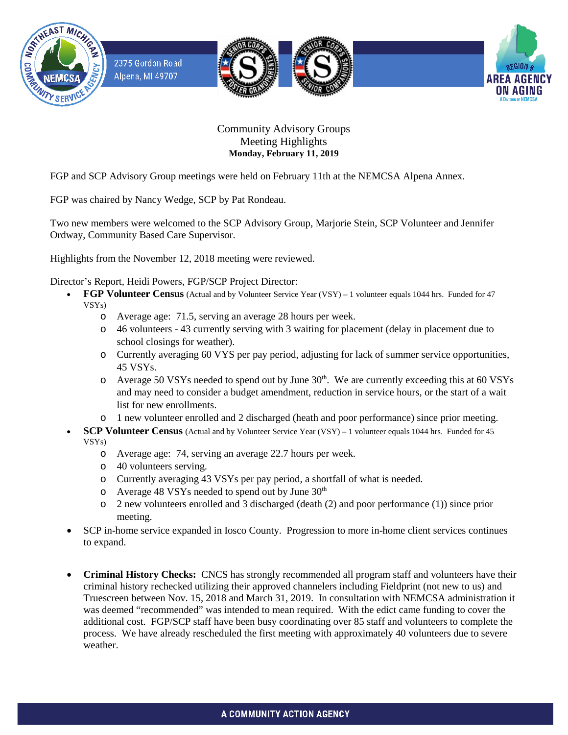2375 Gordon Road
Alpena, MI 49707

Community Advisory Groups
Meeting Highlights
**Monday, February 11, 2019**

FGP and SCP Advisory Group meetings were held on February 11th at the NEMCSA Alpena Annex.

FGP was chaired by Nancy Wedge, SCP by Pat Rondeau.

Two new members were welcomed to the SCP Advisory Group, Marjorie Stein, SCP Volunteer and Jennifer Ordway, Community Based Care Supervisor.

Highlights from the November 12, 2018 meeting were reviewed.

Director's Report, Heidi Powers, FGP/SCP Project Director:

- **FGP Volunteer Census** (Actual and by Volunteer Service Year (VSY) – 1 volunteer equals 1044 hrs. Funded for 47 VSYs)
  - Average age: 71.5, serving an average 28 hours per week.
  - 46 volunteers - 43 currently serving with 3 waiting for placement (delay in placement due to school closings for weather).
  - Currently averaging 60 VYS per pay period, adjusting for lack of summer service opportunities, 45 VSYs.
  - Average 50 VSYs needed to spend out by June 30th. We are currently exceeding this at 60 VSYs and may need to consider a budget amendment, reduction in service hours, or the start of a wait list for new enrollments.
  - 1 new volunteer enrolled and 2 discharged (heath and poor performance) since prior meeting.
- **SCP Volunteer Census** (Actual and by Volunteer Service Year (VSY) – 1 volunteer equals 1044 hrs. Funded for 45 VSYs)
  - Average age: 74, serving an average 22.7 hours per week.
  - 40 volunteers serving.
  - Currently averaging 43 VSYs per pay period, a shortfall of what is needed.
  - Average 48 VSYs needed to spend out by June 30th
  - 2 new volunteers enrolled and 3 discharged (death (2) and poor performance (1)) since prior meeting.
- SCP in-home service expanded in Iosco County. Progression to more in-home client services continues to expand.

- **Criminal History Checks:** CNCS has strongly recommended all program staff and volunteers have their criminal history rechecked utilizing their approved channelers including Fieldprint (not new to us) and Truescreen between Nov. 15, 2018 and March 31, 2019. In consultation with NEMCSA administration it was deemed "recommended" was intended to mean required. With the edict came funding to cover the additional cost. FGP/SCP staff have been busy coordinating over 85 staff and volunteers to complete the process. We have already rescheduled the first meeting with approximately 40 volunteers due to severe weather.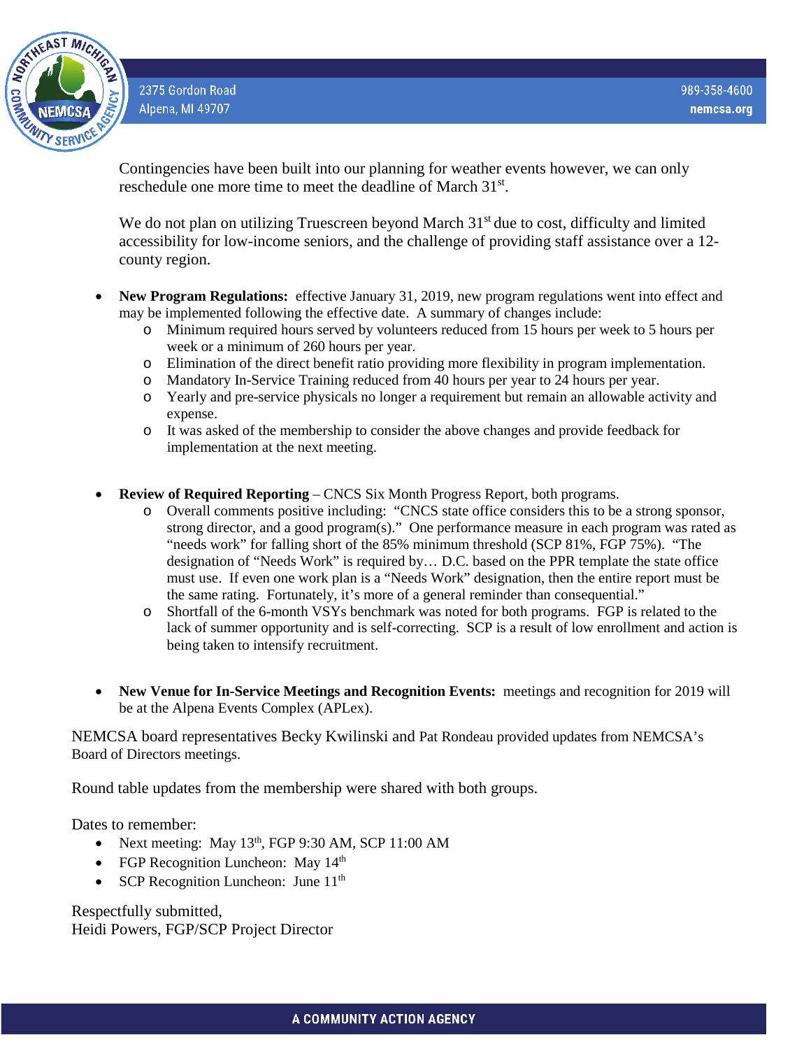Contingencies have been built into our planning for weather events however, we can only reschedule one more time to meet the deadline of March 31st.

We do not plan on utilizing Truescreen beyond March 31st due to cost, difficulty and limited accessibility for low-income seniors, and the challenge of providing staff assistance over a 12-county region.

- **New Program Regulations:** effective January 31, 2019, new program regulations went into effect and may be implemented following the effective date. A summary of changes include:
  - Minimum required hours served by volunteers reduced from 15 hours per week to 5 hours per week or a minimum of 260 hours per year.
  - Elimination of the direct benefit ratio providing more flexibility in program implementation.
  - Mandatory In-Service Training reduced from 40 hours per year to 24 hours per year.
  - Yearly and pre-service physicals no longer a requirement but remain an allowable activity and expense.
  - It was asked of the membership to consider the above changes and provide feedback for implementation at the next meeting.

- **Review of Required Reporting** – CNCS Six Month Progress Report, both programs.
  - Overall comments positive including: "CNCS state office considers this to be a strong sponsor, strong director, and a good program(s)." One performance measure in each program was rated as "needs work" for falling short of the 85% minimum threshold (SCP 81%, FGP 75%). "The designation of "Needs Work" is required by… D.C. based on the PPR template the state office must use. If even one work plan is a "Needs Work" designation, then the entire report must be the same rating. Fortunately, it's more of a general reminder than consequential."
  - Shortfall of the 6-month VSYs benchmark was noted for both programs. FGP is related to the lack of summer opportunity and is self-correcting. SCP is a result of low enrollment and action is being taken to intensify recruitment.

- **New Venue for In-Service Meetings and Recognition Events:** meetings and recognition for 2019 will be at the Alpena Events Complex (APLex).

NEMCSA board representatives Becky Kwilinski and Pat Rondeau provided updates from NEMCSA's Board of Directors meetings.

Round table updates from the membership were shared with both groups.

Dates to remember:

- Next meeting: May 13th, FGP 9:30 AM, SCP 11:00 AM
- FGP Recognition Luncheon: May 14th
- SCP Recognition Luncheon: June 11th

Respectfully submitted,
Heidi Powers, FGP/SCP Project Director